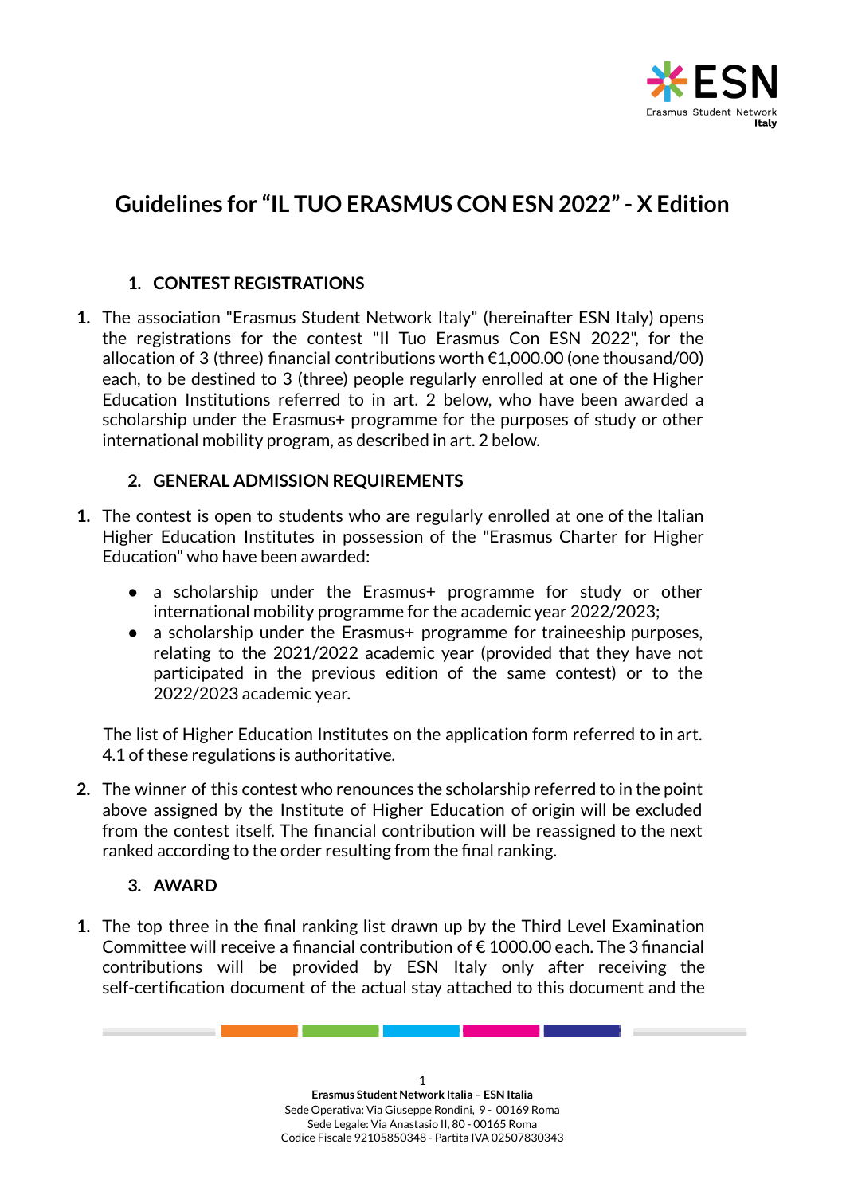# Guidelines for "IL TUO ERASMUS CON ESN 2022" - X Edition

## 1. CONTEST REGISTRATIONS

1. The association "Erasmus Student Network Italy" (hereinafter ESN Italy) opens the registrations for the contest "Il Tuo Erasmus Con ESN 2022", for the allocation of 3 (three) financial contributions worth €1,000.00 (one thousand/00) each, to be destined to 3 (three) people regularly enrolled at one of the Higher Education Institutions referred to in art. 2 below, who have been awarded a scholarship under the Erasmus+ programme for the purposes of study or other international mobility program, as described in art. 2 below.

## 2. GENERAL ADMISSION REQUIREMENTS

1. The contest is open to students who are regularly enrolled at one of the Italian Higher Education Institutes in possession of the "Erasmus Charter for Higher Education" who have been awarded:

   - a scholarship under the Erasmus+ programme for study or other international mobility programme for the academic year 2022/2023;
   - a scholarship under the Erasmus+ programme for traineeship purposes, relating to the 2021/2022 academic year (provided that they have not participated in the previous edition of the same contest) or to the 2022/2023 academic year.

   The list of Higher Education Institutes on the application form referred to in art. 4.1 of these regulations is authoritative.

2. The winner of this contest who renounces the scholarship referred to in the point above assigned by the Institute of Higher Education of origin will be excluded from the contest itself. The financial contribution will be reassigned to the next ranked according to the order resulting from the final ranking.

## 3. AWARD

1. The top three in the final ranking list drawn up by the Third Level Examination Committee will receive a financial contribution of € 1000.00 each. The 3 financial contributions will be provided by ESN Italy only after receiving the self-certification document of the actual stay attached to this document and the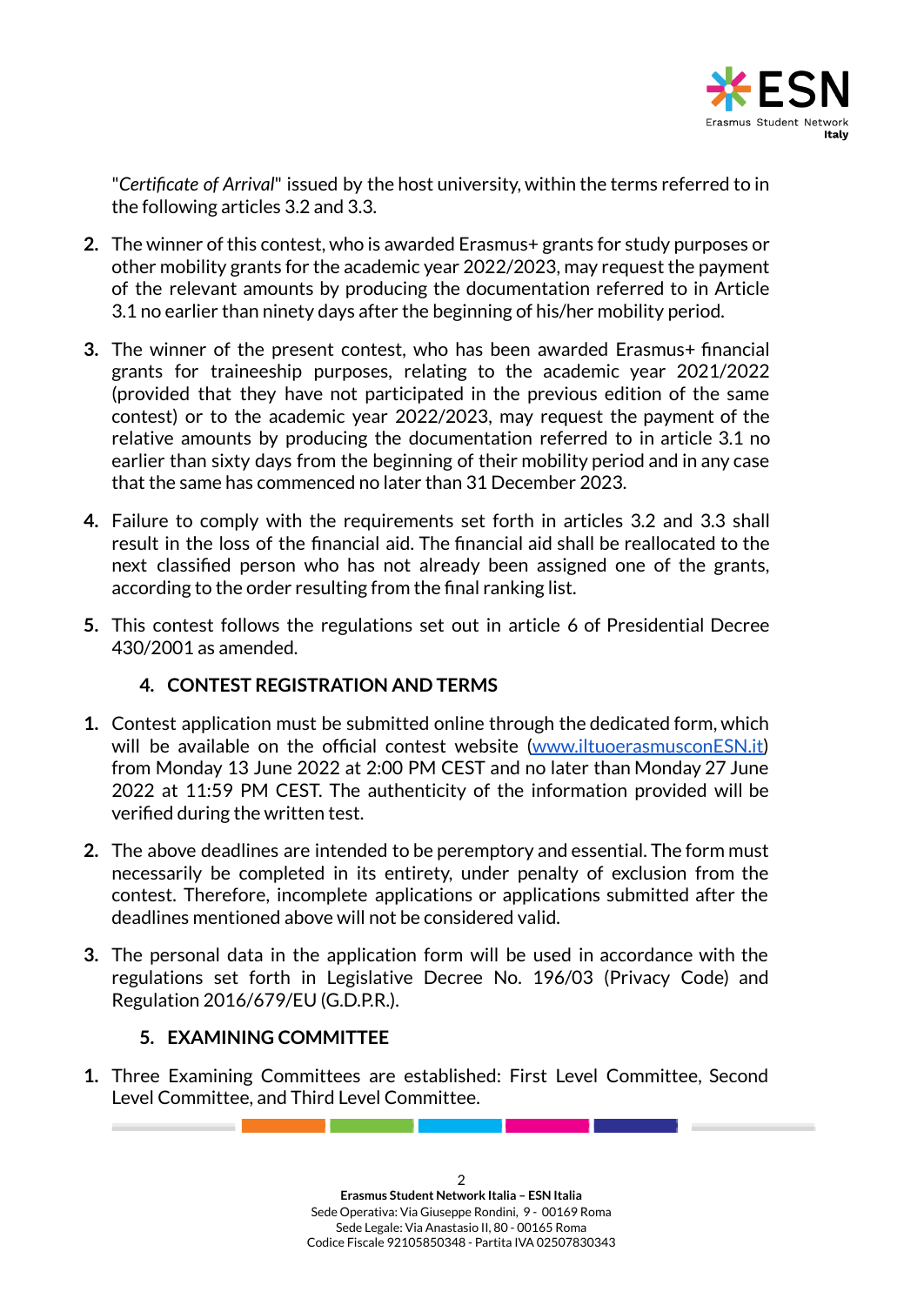"*Certificate of Arrival*" issued by the host university, within the terms referred to in the following articles 3.2 and 3.3.

2. The winner of this contest, who is awarded Erasmus+ grants for study purposes or other mobility grants for the academic year 2022/2023, may request the payment of the relevant amounts by producing the documentation referred to in Article 3.1 no earlier than ninety days after the beginning of his/her mobility period.

3. The winner of the present contest, who has been awarded Erasmus+ financial grants for traineeship purposes, relating to the academic year 2021/2022 (provided that they have not participated in the previous edition of the same contest) or to the academic year 2022/2023, may request the payment of the relative amounts by producing the documentation referred to in article 3.1 no earlier than sixty days from the beginning of their mobility period and in any case that the same has commenced no later than 31 December 2023.

4. Failure to comply with the requirements set forth in articles 3.2 and 3.3 shall result in the loss of the financial aid. The financial aid shall be reallocated to the next classified person who has not already been assigned one of the grants, according to the order resulting from the final ranking list.

5. This contest follows the regulations set out in article 6 of Presidential Decree 430/2001 as amended.

## 4. CONTEST REGISTRATION AND TERMS

1. Contest application must be submitted online through the dedicated form, which will be available on the official contest website ([www.iltuoerasmusconESN.it](www.iltuoerasmusconESN.it)) from Monday 13 June 2022 at 2:00 PM CEST and no later than Monday 27 June 2022 at 11:59 PM CEST. The authenticity of the information provided will be verified during the written test.

2. The above deadlines are intended to be peremptory and essential. The form must necessarily be completed in its entirety, under penalty of exclusion from the contest. Therefore, incomplete applications or applications submitted after the deadlines mentioned above will not be considered valid.

3. The personal data in the application form will be used in accordance with the regulations set forth in Legislative Decree No. 196/03 (Privacy Code) and Regulation 2016/679/EU (G.D.P.R.).

## 5. EXAMINING COMMITTEE

1. Three Examining Committees are established: First Level Committee, Second Level Committee, and Third Level Committee.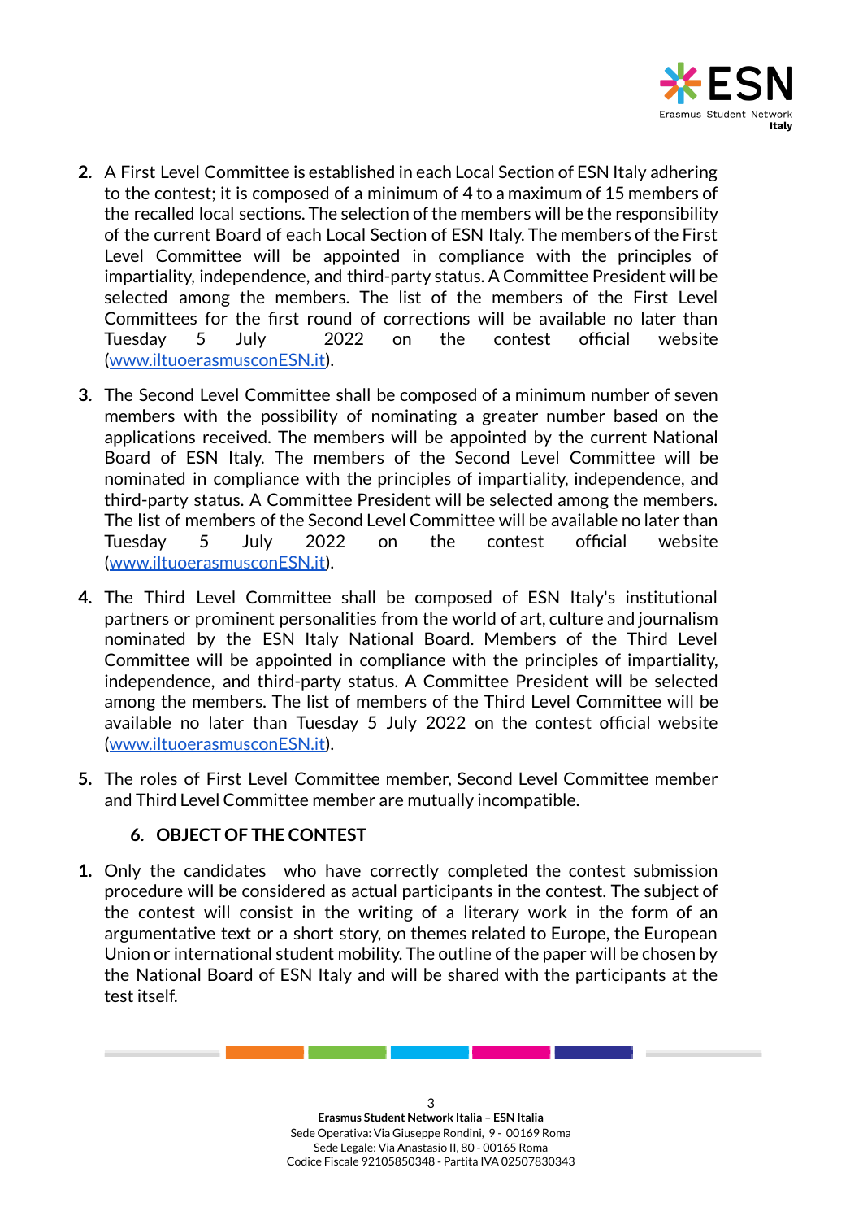2. A First Level Committee is established in each Local Section of ESN Italy adhering to the contest; it is composed of a minimum of 4 to a maximum of 15 members of the recalled local sections. The selection of the members will be the responsibility of the current Board of each Local Section of ESN Italy. The members of the First Level Committee will be appointed in compliance with the principles of impartiality, independence, and third-party status. A Committee President will be selected among the members. The list of the members of the First Level Committees for the first round of corrections will be available no later than Tuesday 5 July 2022 on the contest official website ([www.iltuoerasmusconESN.it](http://www.iltuoerasmusconESN.it)).

3. The Second Level Committee shall be composed of a minimum number of seven members with the possibility of nominating a greater number based on the applications received. The members will be appointed by the current National Board of ESN Italy. The members of the Second Level Committee will be nominated in compliance with the principles of impartiality, independence, and third-party status. A Committee President will be selected among the members. The list of members of the Second Level Committee will be available no later than Tuesday 5 July 2022 on the contest official website ([www.iltuoerasmusconESN.it](http://www.iltuoerasmusconESN.it)).

4. The Third Level Committee shall be composed of ESN Italy's institutional partners or prominent personalities from the world of art, culture and journalism nominated by the ESN Italy National Board. Members of the Third Level Committee will be appointed in compliance with the principles of impartiality, independence, and third-party status. A Committee President will be selected among the members. The list of members of the Third Level Committee will be available no later than Tuesday 5 July 2022 on the contest official website ([www.iltuoerasmusconESN.it](http://www.iltuoerasmusconESN.it)).

5. The roles of First Level Committee member, Second Level Committee member and Third Level Committee member are mutually incompatible.

## 6. OBJECT OF THE CONTEST

1. Only the candidates who have correctly completed the contest submission procedure will be considered as actual participants in the contest. The subject of the contest will consist in the writing of a literary work in the form of an argumentative text or a short story, on themes related to Europe, the European Union or international student mobility. The outline of the paper will be chosen by the National Board of ESN Italy and will be shared with the participants at the test itself.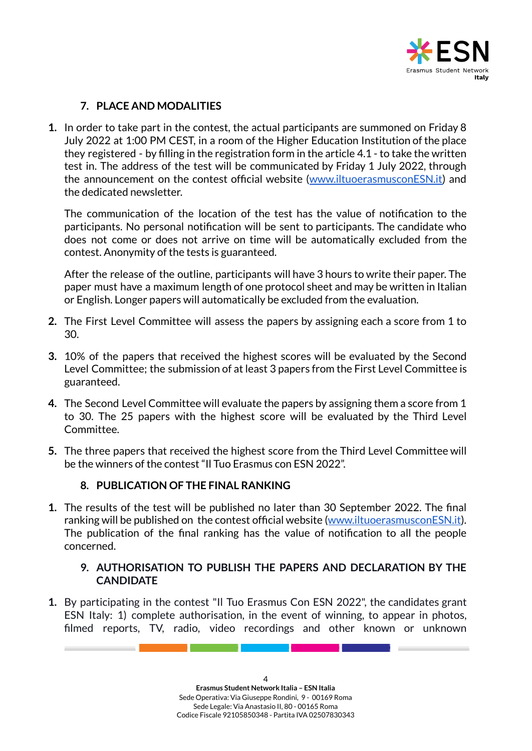## 7. PLACE AND MODALITIES

1. In order to take part in the contest, the actual participants are summoned on Friday 8 July 2022 at 1:00 PM CEST, in a room of the Higher Education Institution of the place they registered - by filling in the registration form in the article 4.1 - to take the written test in. The address of the test will be communicated by Friday 1 July 2022, through the announcement on the contest official website (www.iltuoerasmusconESN.it) and the dedicated newsletter.

   The communication of the location of the test has the value of notification to the participants. No personal notification will be sent to participants. The candidate who does not come or does not arrive on time will be automatically excluded from the contest. Anonymity of the tests is guaranteed.

   After the release of the outline, participants will have 3 hours to write their paper. The paper must have a maximum length of one protocol sheet and may be written in Italian or English. Longer papers will automatically be excluded from the evaluation.

2. The First Level Committee will assess the papers by assigning each a score from 1 to 30.

3. 10% of the papers that received the highest scores will be evaluated by the Second Level Committee; the submission of at least 3 papers from the First Level Committee is guaranteed.

4. The Second Level Committee will evaluate the papers by assigning them a score from 1 to 30. The 25 papers with the highest score will be evaluated by the Third Level Committee.

5. The three papers that received the highest score from the Third Level Committee will be the winners of the contest "Il Tuo Erasmus con ESN 2022".

## 8. PUBLICATION OF THE FINAL RANKING

1. The results of the test will be published no later than 30 September 2022. The final ranking will be published on the contest official website (www.iltuoerasmusconESN.it). The publication of the final ranking has the value of notification to all the people concerned.

## 9. AUTHORISATION TO PUBLISH THE PAPERS AND DECLARATION BY THE CANDIDATE

1. By participating in the contest "Il Tuo Erasmus Con ESN 2022", the candidates grant ESN Italy: 1) complete authorisation, in the event of winning, to appear in photos, filmed reports, TV, radio, video recordings and other known or unknown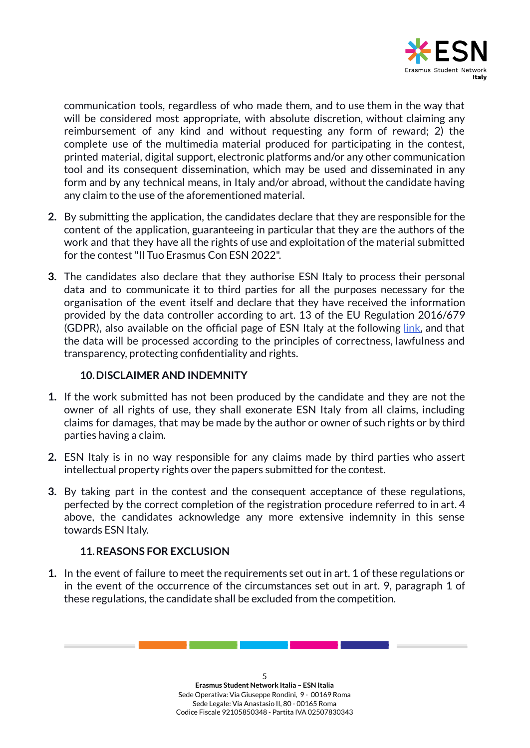communication tools, regardless of who made them, and to use them in the way that will be considered most appropriate, with absolute discretion, without claiming any reimbursement of any kind and without requesting any form of reward; 2) the complete use of the multimedia material produced for participating in the contest, printed material, digital support, electronic platforms and/or any other communication tool and its consequent dissemination, which may be used and disseminated in any form and by any technical means, in Italy and/or abroad, without the candidate having any claim to the use of the aforementioned material.

2. By submitting the application, the candidates declare that they are responsible for the content of the application, guaranteeing in particular that they are the authors of the work and that they have all the rights of use and exploitation of the material submitted for the contest "Il Tuo Erasmus Con ESN 2022".

3. The candidates also declare that they authorise ESN Italy to process their personal data and to communicate it to third parties for all the purposes necessary for the organisation of the event itself and declare that they have received the information provided by the data controller according to art. 13 of the EU Regulation 2016/679 (GDPR), also available on the official page of ESN Italy at the following link, and that the data will be processed according to the principles of correctness, lawfulness and transparency, protecting confidentiality and rights.

## 10. DISCLAIMER AND INDEMNITY

1. If the work submitted has not been produced by the candidate and they are not the owner of all rights of use, they shall exonerate ESN Italy from all claims, including claims for damages, that may be made by the author or owner of such rights or by third parties having a claim.

2. ESN Italy is in no way responsible for any claims made by third parties who assert intellectual property rights over the papers submitted for the contest.

3. By taking part in the contest and the consequent acceptance of these regulations, perfected by the correct completion of the registration procedure referred to in art. 4 above, the candidates acknowledge any more extensive indemnity in this sense towards ESN Italy.

## 11. REASONS FOR EXCLUSION

1. In the event of failure to meet the requirements set out in art. 1 of these regulations or in the event of the occurrence of the circumstances set out in art. 9, paragraph 1 of these regulations, the candidate shall be excluded from the competition.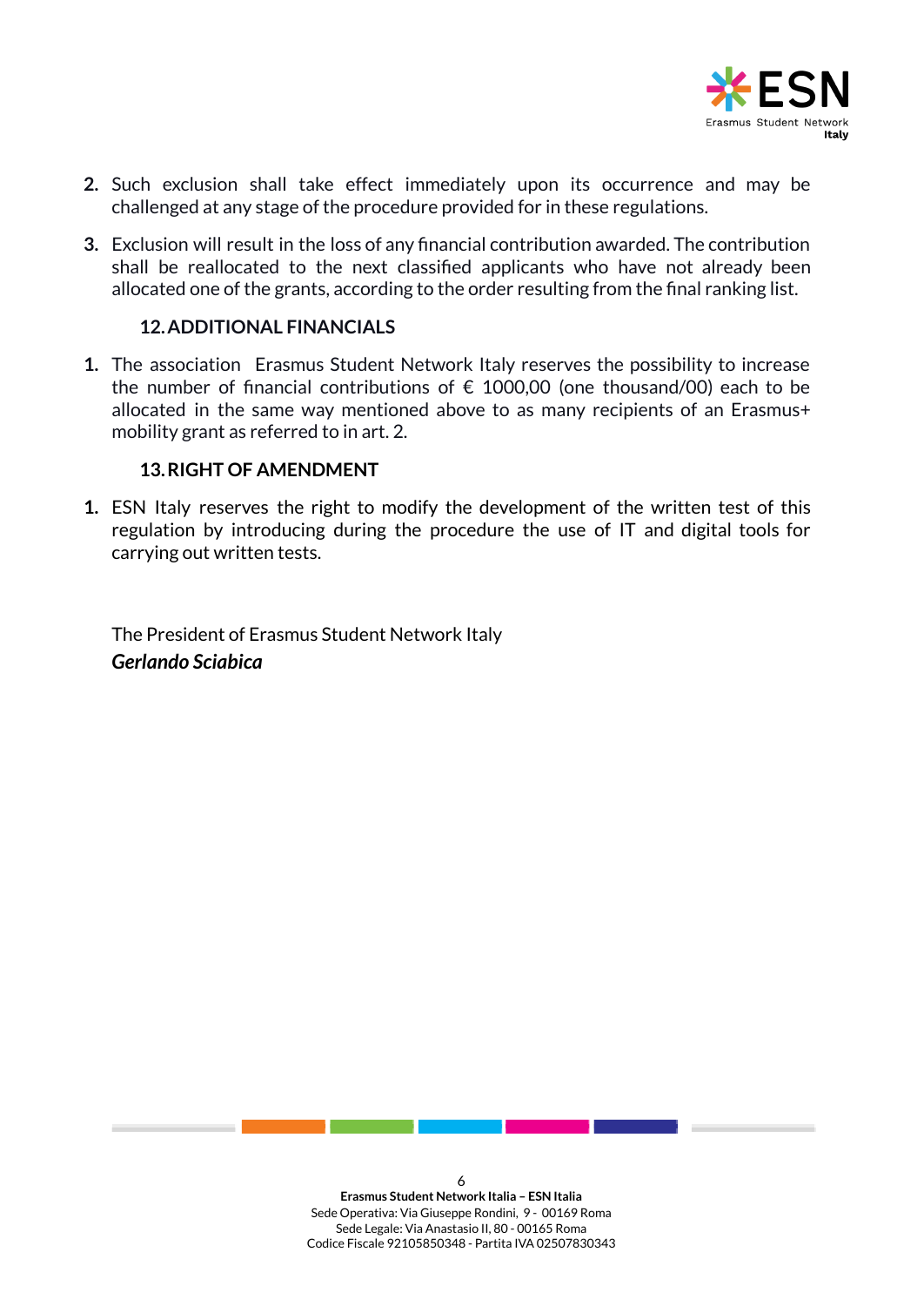2. Such exclusion shall take effect immediately upon its occurrence and may be challenged at any stage of the procedure provided for in these regulations.

3. Exclusion will result in the loss of any financial contribution awarded. The contribution shall be reallocated to the next classified applicants who have not already been allocated one of the grants, according to the order resulting from the final ranking list.

## 12. ADDITIONAL FINANCIALS

1. The association Erasmus Student Network Italy reserves the possibility to increase the number of financial contributions of € 1000,00 (one thousand/00) each to be allocated in the same way mentioned above to as many recipients of an Erasmus+ mobility grant as referred to in art. 2.

## 13. RIGHT OF AMENDMENT

1. ESN Italy reserves the right to modify the development of the written test of this regulation by introducing during the procedure the use of IT and digital tools for carrying out written tests.

The President of Erasmus Student Network Italy
***Gerlando Sciabica***